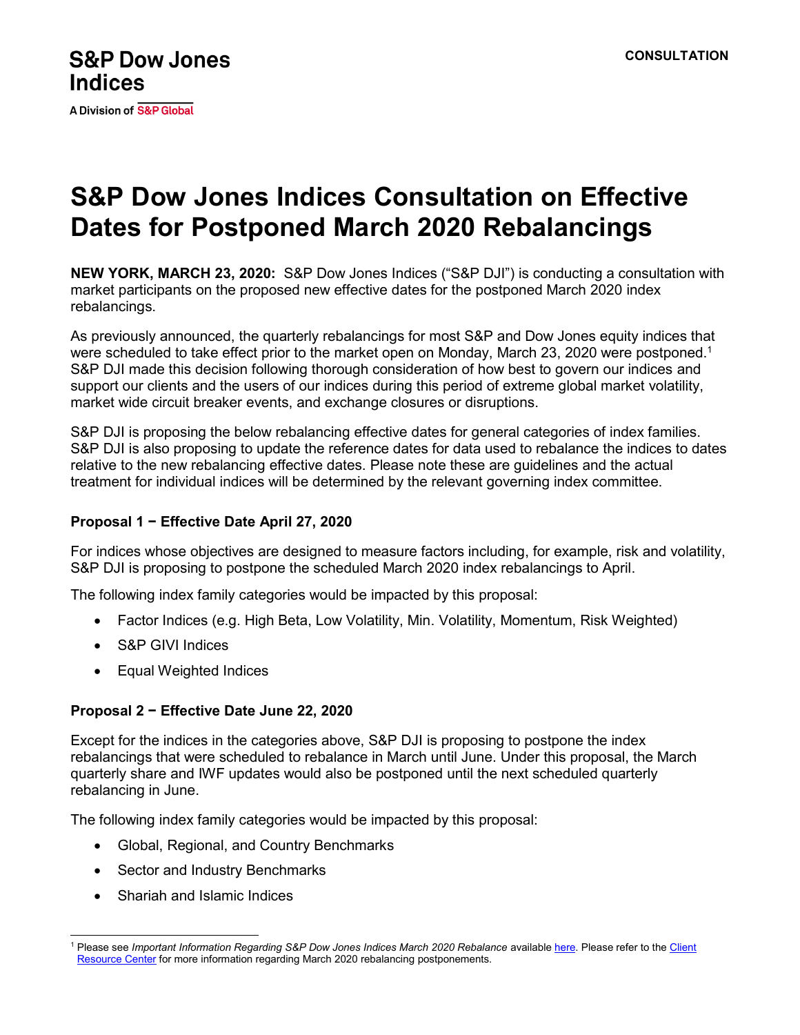S&P Dow Jones Indices

A Division of S&P Global

CONSULTATION

# S&P Dow Jones Indices Consultation on Effective Dates for Postponed March 2020 Rebalancings

**NEW YORK, MARCH 23, 2020:** S&P Dow Jones Indices ("S&P DJI") is conducting a consultation with market participants on the proposed new effective dates for the postponed March 2020 index rebalancings.

As previously announced, the quarterly rebalancings for most S&P and Dow Jones equity indices that were scheduled to take effect prior to the market open on Monday, March 23, 2020 were postponed.[1] S&P DJI made this decision following thorough consideration of how best to govern our indices and support our clients and the users of our indices during this period of extreme global market volatility, market wide circuit breaker events, and exchange closures or disruptions.

S&P DJI is proposing the below rebalancing effective dates for general categories of index families. S&P DJI is also proposing to update the reference dates for data used to rebalance the indices to dates relative to the new rebalancing effective dates. Please note these are guidelines and the actual treatment for individual indices will be determined by the relevant governing index committee.

### Proposal 1 − Effective Date April 27, 2020

For indices whose objectives are designed to measure factors including, for example, risk and volatility, S&P DJI is proposing to postpone the scheduled March 2020 index rebalancings to April.

The following index family categories would be impacted by this proposal:

- Factor Indices (e.g. High Beta, Low Volatility, Min. Volatility, Momentum, Risk Weighted)
- S&P GIVI Indices
- Equal Weighted Indices

### Proposal 2 − Effective Date June 22, 2020

Except for the indices in the categories above, S&P DJI is proposing to postpone the index rebalancings that were scheduled to rebalance in March until June. Under this proposal, the March quarterly share and IWF updates would also be postponed until the next scheduled quarterly rebalancing in June.

The following index family categories would be impacted by this proposal:

- Global, Regional, and Country Benchmarks
- Sector and Industry Benchmarks
- Shariah and Islamic Indices

[1] Please see *Important Information Regarding S&P Dow Jones Indices March 2020 Rebalance* available here. Please refer to the Client Resource Center for more information regarding March 2020 rebalancing postponements.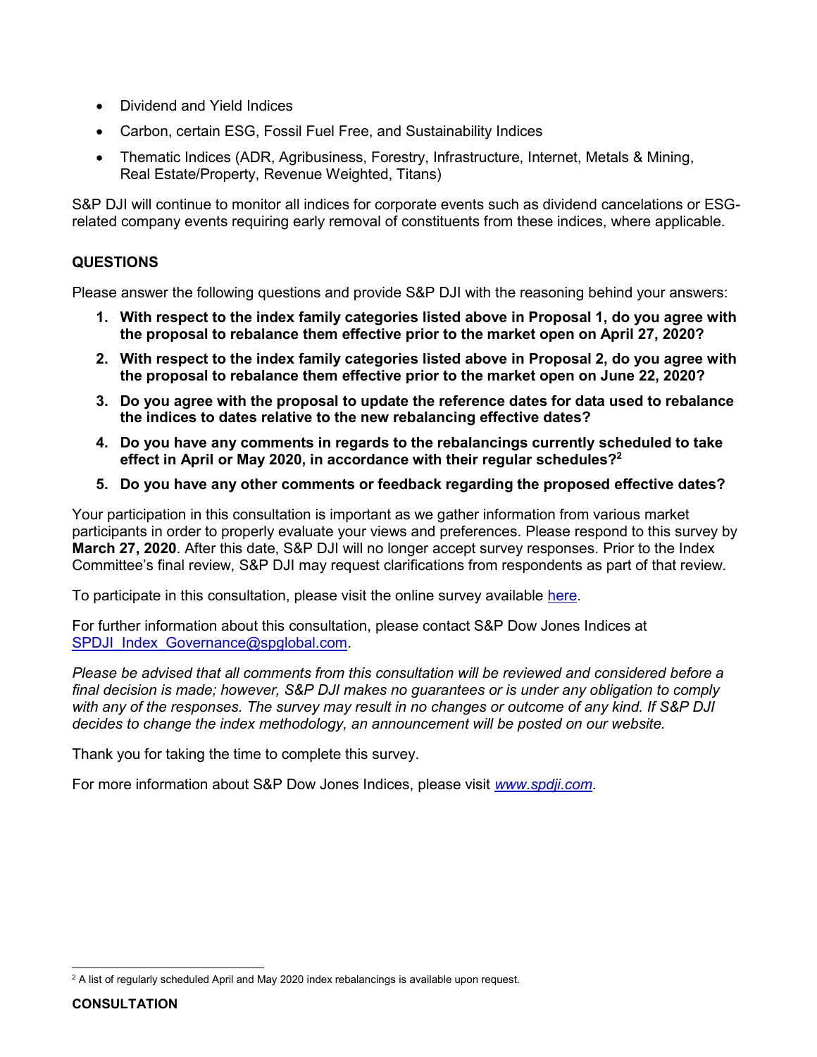- Dividend and Yield Indices
- Carbon, certain ESG, Fossil Fuel Free, and Sustainability Indices
- Thematic Indices (ADR, Agribusiness, Forestry, Infrastructure, Internet, Metals & Mining, Real Estate/Property, Revenue Weighted, Titans)

S&P DJI will continue to monitor all indices for corporate events such as dividend cancelations or ESG-related company events requiring early removal of constituents from these indices, where applicable.

## QUESTIONS

Please answer the following questions and provide S&P DJI with the reasoning behind your answers:

1. **With respect to the index family categories listed above in Proposal 1, do you agree with the proposal to rebalance them effective prior to the market open on April 27, 2020?**
2. **With respect to the index family categories listed above in Proposal 2, do you agree with the proposal to rebalance them effective prior to the market open on June 22, 2020?**
3. **Do you agree with the proposal to update the reference dates for data used to rebalance the indices to dates relative to the new rebalancing effective dates?**
4. **Do you have any comments in regards to the rebalancings currently scheduled to take effect in April or May 2020, in accordance with their regular schedules?[2]**
5. **Do you have any other comments or feedback regarding the proposed effective dates?**

Your participation in this consultation is important as we gather information from various market participants in order to properly evaluate your views and preferences. Please respond to this survey by **March 27, 2020**. After this date, S&P DJI will no longer accept survey responses. Prior to the Index Committee's final review, S&P DJI may request clarifications from respondents as part of that review.

To participate in this consultation, please visit the online survey available here.

For further information about this consultation, please contact S&P Dow Jones Indices at SPDJI_Index_Governance@spglobal.com.

*Please be advised that all comments from this consultation will be reviewed and considered before a final decision is made; however, S&P DJI makes no guarantees or is under any obligation to comply with any of the responses. The survey may result in no changes or outcome of any kind. If S&P DJI decides to change the index methodology, an announcement will be posted on our website.*

Thank you for taking the time to complete this survey.

For more information about S&P Dow Jones Indices, please visit *www.spdji.com*.

[2] A list of regularly scheduled April and May 2020 index rebalancings is available upon request.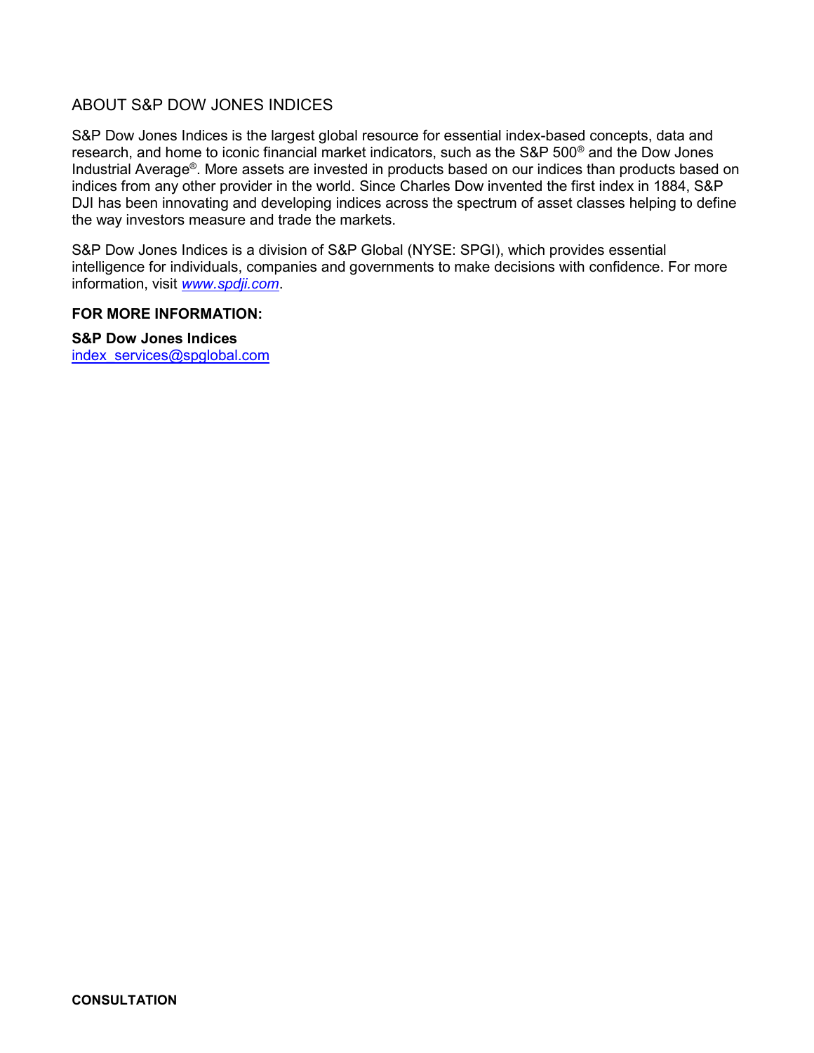## ABOUT S&P DOW JONES INDICES

S&P Dow Jones Indices is the largest global resource for essential index-based concepts, data and research, and home to iconic financial market indicators, such as the S&P 500® and the Dow Jones Industrial Average®. More assets are invested in products based on our indices than products based on indices from any other provider in the world. Since Charles Dow invented the first index in 1884, S&P DJI has been innovating and developing indices across the spectrum of asset classes helping to define the way investors measure and trade the markets.

S&P Dow Jones Indices is a division of S&P Global (NYSE: SPGI), which provides essential intelligence for individuals, companies and governments to make decisions with confidence. For more information, visit *www.spdji.com*.

**FOR MORE INFORMATION:**

**S&P Dow Jones Indices**
index_services@spglobal.com